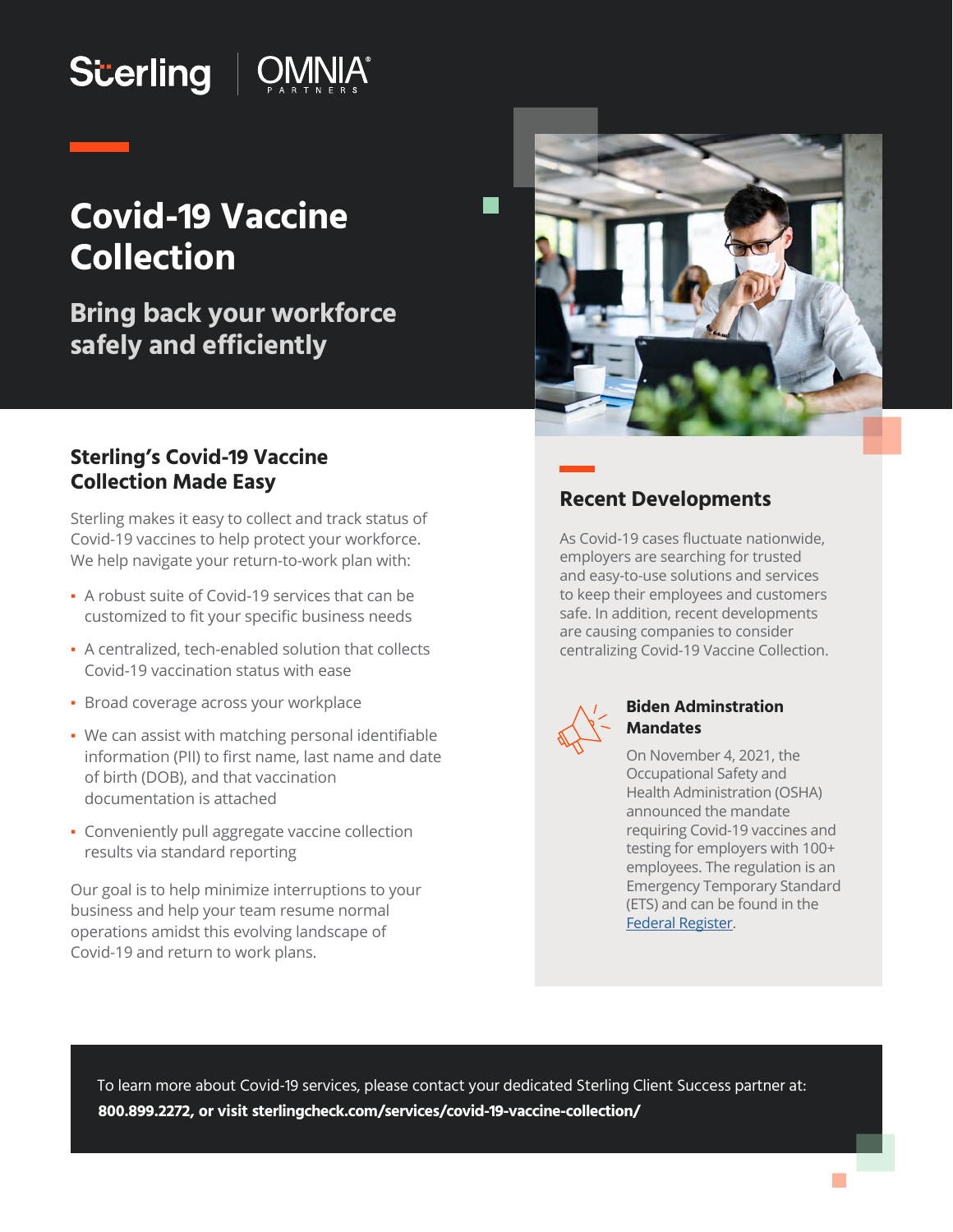Sterling | OMNIA PARTNERS

# Covid-19 Vaccine Collection

## Bring back your workforce safely and efficiently

### Sterling's Covid-19 Vaccine Collection Made Easy

Sterling makes it easy to collect and track status of Covid-19 vaccines to help protect your workforce. We help navigate your return-to-work plan with:

- A robust suite of Covid-19 services that can be customized to fit your specific business needs
- A centralized, tech-enabled solution that collects Covid-19 vaccination status with ease
- Broad coverage across your workplace
- We can assist with matching personal identifiable information (PII) to first name, last name and date of birth (DOB), and that vaccination documentation is attached
- Conveniently pull aggregate vaccine collection results via standard reporting

Our goal is to help minimize interruptions to your business and help your team resume normal operations amidst this evolving landscape of Covid-19 and return to work plans.

### Recent Developments

As Covid-19 cases fluctuate nationwide, employers are searching for trusted and easy-to-use solutions and services to keep their employees and customers safe. In addition, recent developments are causing companies to consider centralizing Covid-19 Vaccine Collection.

#### Biden Adminstration Mandates

On November 4, 2021, the Occupational Safety and Health Administration (OSHA) announced the mandate requiring Covid-19 vaccines and testing for employers with 100+ employees. The regulation is an Emergency Temporary Standard (ETS) and can be found in the Federal Register.

To learn more about Covid-19 services, please contact your dedicated Sterling Client Success partner at:
**800.899.2272, or visit sterlingcheck.com/services/covid-19-vaccine-collection/**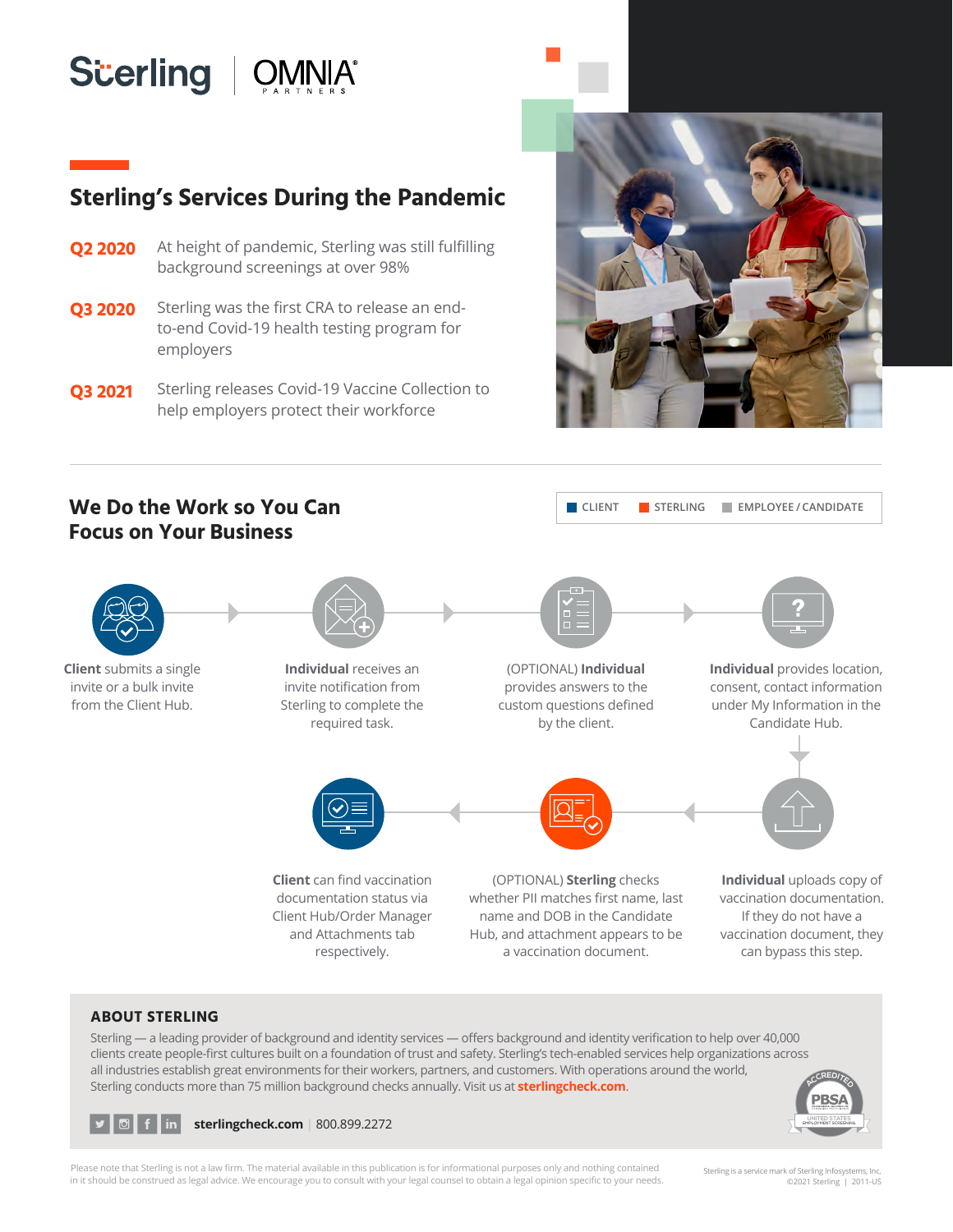Sterling | OMNIA PARTNERS

## Sterling's Services During the Pandemic

**Q2 2020** At height of pandemic, Sterling was still fulfilling background screenings at over 98%

**Q3 2020** Sterling was the first CRA to release an end-to-end Covid-19 health testing program for employers

**Q3 2021** Sterling releases Covid-19 Vaccine Collection to help employers protect their workforce

## We Do the Work so You Can Focus on Your Business

CLIENT | STERLING | EMPLOYEE / CANDIDATE

1. **Client** submits a single invite or a bulk invite from the Client Hub.
2. **Individual** receives an invite notification from Sterling to complete the required task.
3. (OPTIONAL) **Individual** provides answers to the custom questions defined by the client.
4. **Individual** provides location, consent, contact information under My Information in the Candidate Hub.
5. **Individual** uploads copy of vaccination documentation. If they do not have a vaccination document, they can bypass this step.
6. (OPTIONAL) **Sterling** checks whether PII matches first name, last name and DOB in the Candidate Hub, and attachment appears to be a vaccination document.
7. **Client** can find vaccination documentation status via Client Hub/Order Manager and Attachments tab respectively.

### ABOUT STERLING

Sterling — a leading provider of background and identity services — offers background and identity verification to help over 40,000 clients create people-first cultures built on a foundation of trust and safety. Sterling's tech-enabled services help organizations across all industries establish great environments for their workers, partners, and customers. With operations around the world, Sterling conducts more than 75 million background checks annually. Visit us at **sterlingcheck.com**.

**sterlingcheck.com** | 800.899.2272

ACCREDITED PBSA UNITED STATES EMPLOYMENT SCREENING

Please note that Sterling is not a law firm. The material available in this publication is for informational purposes only and nothing contained in it should be construed as legal advice. We encourage you to consult with your legal counsel to obtain a legal opinion specific to your needs.

Sterling is a service mark of Sterling Infosystems, Inc.
©2021 Sterling | 2011-US